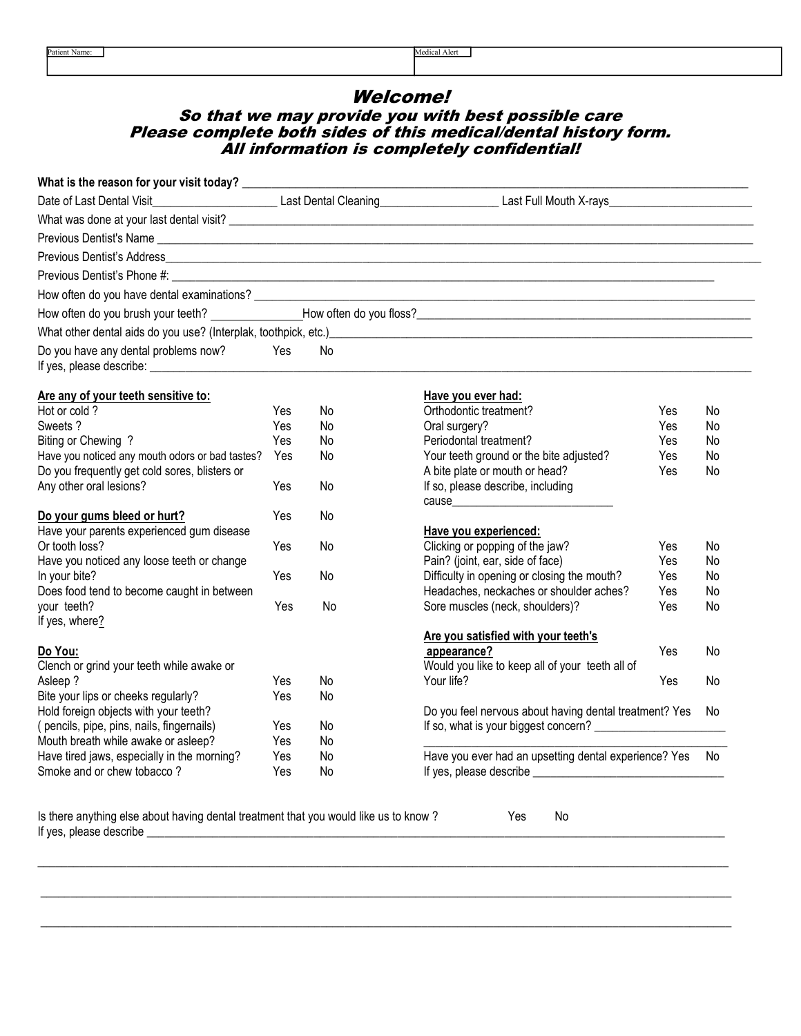| Patient Name: | Medical Alert |
|---|---|
| | |

# Welcome!

## So that we may provide you with best possible care
## Please complete both sides of this medical/dental history form.
## All information is completely confidential!

**What is the reason for your visit today?** ____________________________________________

Date of Last Dental Visit____________________ Last Dental Cleaning___________________ Last Full Mouth X-rays________________________

What was done at your last dental visit? ____________________________________________

Previous Dentist's Name ____________________________________________

Previous Dentist's Address____________________________________________

Previous Dentist's Phone #: ____________________________________________

How often do you have dental examinations? ____________________________________________

How often do you brush your teeth? _______________How often do you floss?____________________________________________

What other dental aids do you use? (Interplak, toothpick, etc.)____________________________________________

Do you have any dental problems now? Yes No
If yes, please describe: ____________________________________________

| **Are any of your teeth sensitive to:** | | |
|---|---|---|
| Hot or cold ? | Yes | No |
| Sweets ? | Yes | No |
| Biting or Chewing ? | Yes | No |
| Have you noticed any mouth odors or bad tastes? | Yes | No |
| Do you frequently get cold sores, blisters or Any other oral lesions? | Yes | No |
| **Do your gums bleed or hurt?** | Yes | No |
| Have your parents experienced gum disease Or tooth loss? | Yes | No |
| Have you noticed any loose teeth or change In your bite? | Yes | No |
| Does food tend to become caught in between your teeth? | Yes | No |
| If yes, where? | | |

| **Do You:** | | |
|---|---|---|
| Clench or grind your teeth while awake or Asleep ? | Yes | No |
| Bite your lips or cheeks regularly? | Yes | No |
| Hold foreign objects with your teeth? ( pencils, pipe, pins, nails, fingernails) | Yes | No |
| Mouth breath while awake or asleep? | Yes | No |
| Have tired jaws, especially in the morning? | Yes | No |
| Smoke and or chew tobacco ? | Yes | No |

| **Have you ever had:** | | |
|---|---|---|
| Orthodontic treatment? | Yes | No |
| Oral surgery? | Yes | No |
| Periodontal treatment? | Yes | No |
| Your teeth ground or the bite adjusted? | Yes | No |
| A bite plate or mouth or head? | Yes | No |

If so, please describe, including cause___________________________

| **Have you experienced:** | | |
|---|---|---|
| Clicking or popping of the jaw? | Yes | No |
| Pain? (joint, ear, side of face) | Yes | No |
| Difficulty in opening or closing the mouth? | Yes | No |
| Headaches, neckaches or shoulder aches? | Yes | No |
| Sore muscles (neck, shoulders)? | Yes | No |

| | | |
|---|---|---|
| **Are you satisfied with your teeth's appearance?** | Yes | No |
| Would you like to keep all of your teeth all of Your life? | Yes | No |
| Do you feel nervous about having dental treatment? | Yes | No |

If so, what is your biggest concern? ______________________

____________________________________________

Have you ever had an upsetting dental experience? Yes No
If yes, please describe ________________________________

Is there anything else about having dental treatment that you would like us to know ? Yes No
If yes, please describe ____________________________________________

____________________________________________

____________________________________________

____________________________________________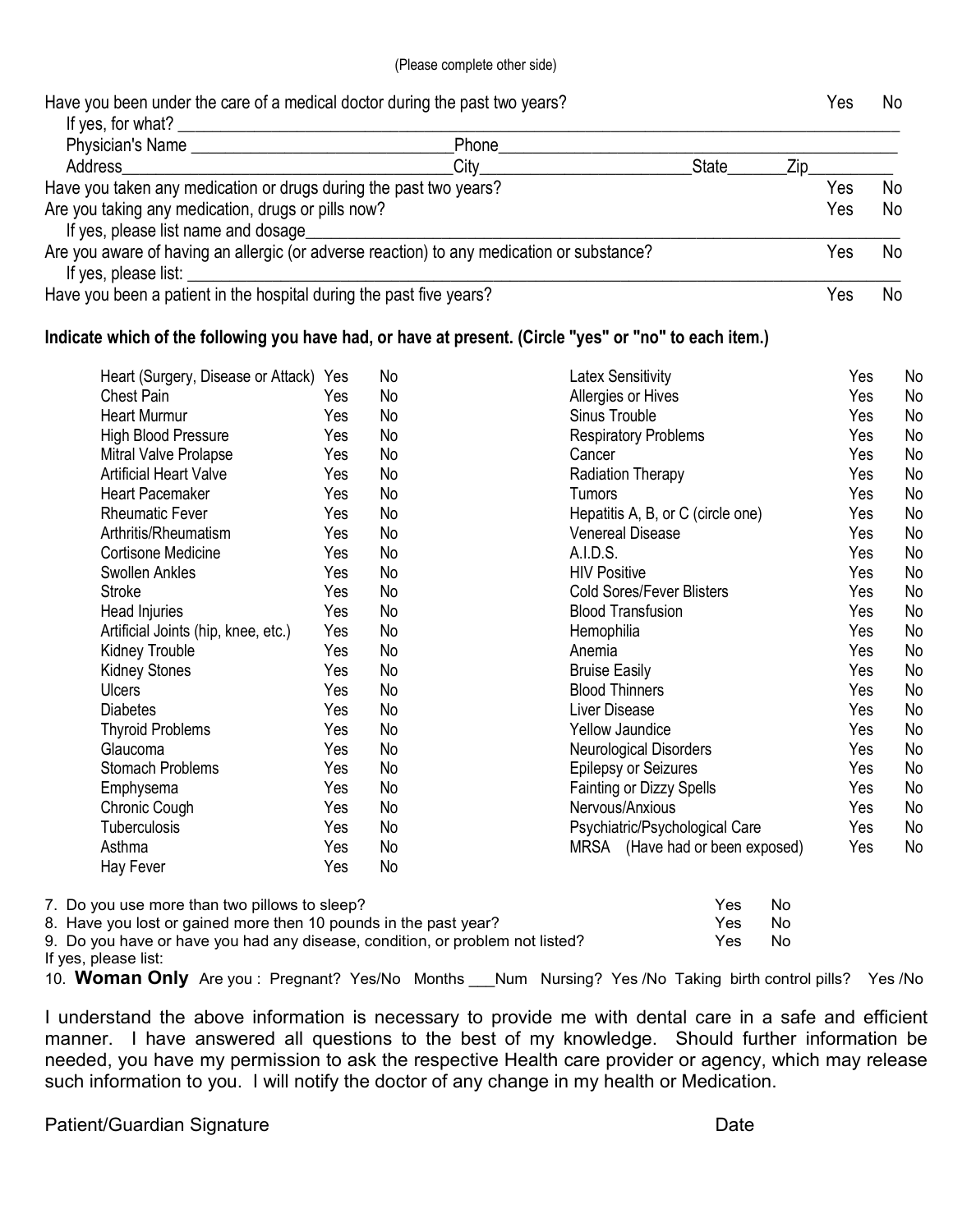(Please complete other side)

Have you been under the care of a medical doctor during the past two years? Yes No
If yes, for what? ____________________
Physician's Name ____________________ Phone ____________________
Address ____________________ City ____________________ State ______ Zip __________
Have you taken any medication or drugs during the past two years? Yes No
Are you taking any medication, drugs or pills now? Yes No
If yes, please list name and dosage ____________________
Are you aware of having an allergic (or adverse reaction) to any medication or substance? Yes No
If yes, please list: ____________________
Have you been a patient in the hospital during the past five years? Yes No

**Indicate which of the following you have had, or have at present. (Circle "yes" or "no" to each item.)**

| | | | | | |
|---|---|---|---|---|---|
| Heart (Surgery, Disease or Attack) | Yes | No | Latex Sensitivity | Yes | No |
| Chest Pain | Yes | No | Allergies or Hives | Yes | No |
| Heart Murmur | Yes | No | Sinus Trouble | Yes | No |
| High Blood Pressure | Yes | No | Respiratory Problems | Yes | No |
| Mitral Valve Prolapse | Yes | No | Cancer | Yes | No |
| Artificial Heart Valve | Yes | No | Radiation Therapy | Yes | No |
| Heart Pacemaker | Yes | No | Tumors | Yes | No |
| Rheumatic Fever | Yes | No | Hepatitis A, B, or C (circle one) | Yes | No |
| Arthritis/Rheumatism | Yes | No | Venereal Disease | Yes | No |
| Cortisone Medicine | Yes | No | A.I.D.S. | Yes | No |
| Swollen Ankles | Yes | No | HIV Positive | Yes | No |
| Stroke | Yes | No | Cold Sores/Fever Blisters | Yes | No |
| Head Injuries | Yes | No | Blood Transfusion | Yes | No |
| Artificial Joints (hip, knee, etc.) | Yes | No | Hemophilia | Yes | No |
| Kidney Trouble | Yes | No | Anemia | Yes | No |
| Kidney Stones | Yes | No | Bruise Easily | Yes | No |
| Ulcers | Yes | No | Blood Thinners | Yes | No |
| Diabetes | Yes | No | Liver Disease | Yes | No |
| Thyroid Problems | Yes | No | Yellow Jaundice | Yes | No |
| Glaucoma | Yes | No | Neurological Disorders | Yes | No |
| Stomach Problems | Yes | No | Epilepsy or Seizures | Yes | No |
| Emphysema | Yes | No | Fainting or Dizzy Spells | Yes | No |
| Chronic Cough | Yes | No | Nervous/Anxious | Yes | No |
| Tuberculosis | Yes | No | Psychiatric/Psychological Care | Yes | No |
| Asthma | Yes | No | MRSA (Have had or been exposed) | Yes | No |
| Hay Fever | Yes | No | | | |

7. Do you use more than two pillows to sleep? Yes No
8. Have you lost or gained more then 10 pounds in the past year? Yes No
9. Do you have or have you had any disease, condition, or problem not listed? Yes No

If yes, please list:

10. **Woman Only** Are you : Pregnant? Yes/No Months ___Num Nursing? Yes /No Taking birth control pills? Yes /No

I understand the above information is necessary to provide me with dental care in a safe and efficient manner. I have answered all questions to the best of my knowledge. Should further information be needed, you have my permission to ask the respective Health care provider or agency, which may release such information to you. I will notify the doctor of any change in my health or Medication.

Patient/Guardian Signature Date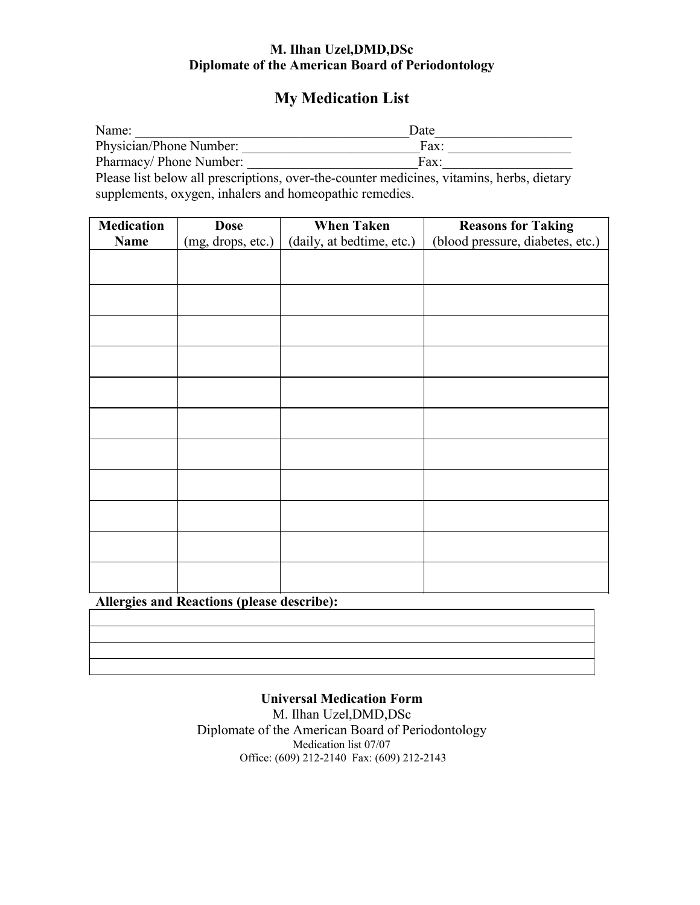**M. Ilhan Uzel,DMD,DSc**
**Diplomate of the American Board of Periodontology**

# My Medication List

Name: ________________________________________Date___________________
Physician/Phone Number: _________________________Fax: __________________
Pharmacy/ Phone Number: ________________________Fax:__________________

Please list below all prescriptions, over-the-counter medicines, vitamins, herbs, dietary supplements, oxygen, inhalers and homeopathic remedies.

| **Medication Name** | **Dose** (mg, drops, etc.) | **When Taken** (daily, at bedtime, etc.) | **Reasons for Taking** (blood pressure, diabetes, etc.) |
|---|---|---|---|
| | | | |
| | | | |
| | | | |
| | | | |
| | | | |
| | | | |
| | | | |
| | | | |
| | | | |
| | | | |
| | | | |

**Allergies and Reactions (please describe):**

| |
|---|
| |
| |
| |
| |

**Universal Medication Form**
M. Ilhan Uzel,DMD,DSc
Diplomate of the American Board of Periodontology
Medication list 07/07
Office: (609) 212-2140 Fax: (609) 212-2143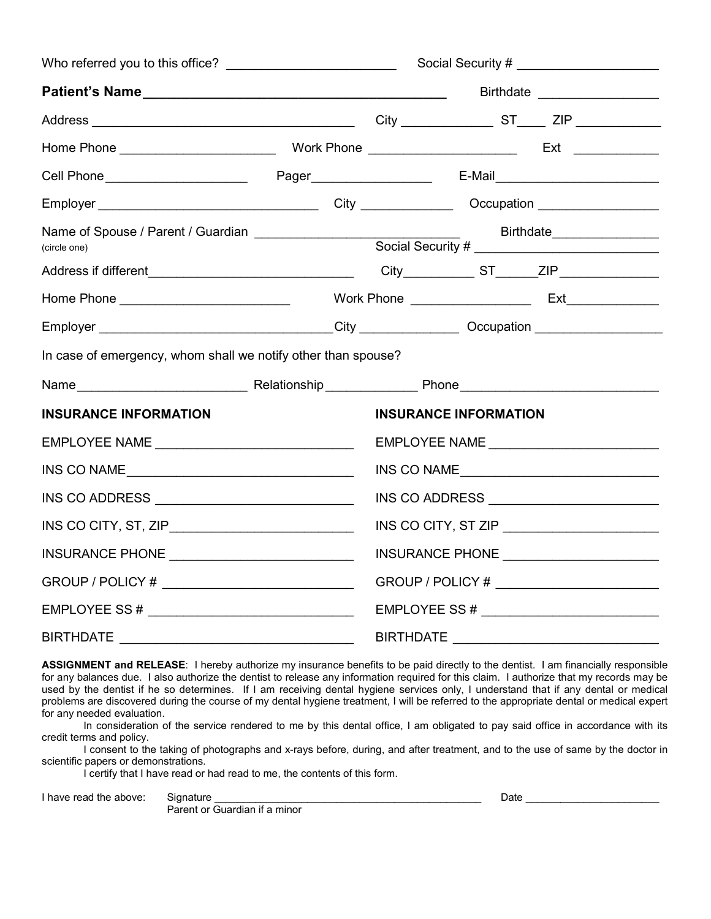Who referred you to this office? ________________________ Social Security # ____________________

**Patient's Name** ________________________________________ Birthdate _________________

Address ______________________________________ City _____________ ST____ ZIP ____________

Home Phone ______________________ Work Phone _____________________ Ext ____________

Cell Phone____________________ Pager_________________ E-Mail_______________________

Employer _______________________________ City _____________ Occupation _________________

Name of Spouse / Parent / Guardian ____________________________ Birthdate_______________
(circle one)
Social Security # __________________________

Address if different_____________________________ City__________ ST______ZIP______________

Home Phone ________________________ Work Phone _________________ Ext_____________

Employer _________________________________City ______________ Occupation __________________

In case of emergency, whom shall we notify other than spouse?

Name________________________ Relationship_____________ Phone____________________________

| **INSURANCE INFORMATION** | **INSURANCE INFORMATION** |
|---|---|
| EMPLOYEE NAME ____________________________ | EMPLOYEE NAME ________________________ |
| INS CO NAME_________________________________ | INS CO NAME_____________________________ |
| INS CO ADDRESS ____________________________ | INS CO ADDRESS ________________________ |
| INS CO CITY, ST, ZIP__________________________ | INS CO CITY, ST ZIP ______________________ |
| INSURANCE PHONE __________________________ | INSURANCE PHONE ______________________ |
| GROUP / POLICY # ___________________________ | GROUP / POLICY # _______________________ |
| EMPLOYEE SS # _____________________________ | EMPLOYEE SS # _________________________ |
| BIRTHDATE _________________________________ | BIRTHDATE _____________________________ |

**ASSIGNMENT and RELEASE**: I hereby authorize my insurance benefits to be paid directly to the dentist. I am financially responsible for any balances due. I also authorize the dentist to release any information required for this claim. I authorize that my records may be used by the dentist if he so determines. If I am receiving dental hygiene services only, I understand that if any dental or medical problems are discovered during the course of my dental hygiene treatment, I will be referred to the appropriate dental or medical expert for any needed evaluation.

In consideration of the service rendered to me by this dental office, I am obligated to pay said office in accordance with its credit terms and policy.

I consent to the taking of photographs and x-rays before, during, and after treatment, and to the use of same by the doctor in scientific papers or demonstrations.

I certify that I have read or had read to me, the contents of this form.

I have read the above: Signature ______________________________________________ Date ______________________
Parent or Guardian if a minor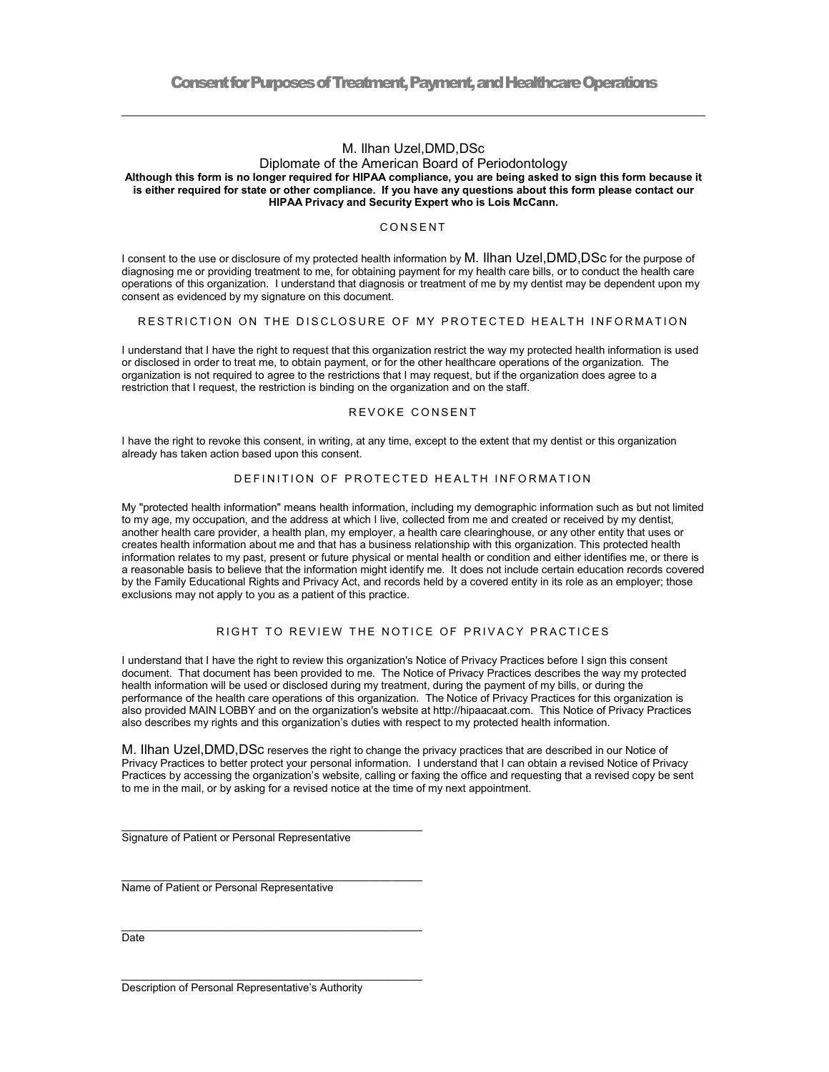# Consent for Purposes of Treatment, Payment, and Healthcare Operations

---

M. Ilhan Uzel,DMD,DSc
Diplomate of the American Board of Periodontology

**Although this form is no longer required for HIPAA compliance, you are being asked to sign this form because it is either required for state or other compliance. If you have any questions about this form please contact our HIPAA Privacy and Security Expert who is Lois McCann.**

## CONSENT

I consent to the use or disclosure of my protected health information by M. Ilhan Uzel,DMD,DSc for the purpose of diagnosing me or providing treatment to me, for obtaining payment for my health care bills, or to conduct the health care operations of this organization. I understand that diagnosis or treatment of me by my dentist may be dependent upon my consent as evidenced by my signature on this document.

## RESTRICTION ON THE DISCLOSURE OF MY PROTECTED HEALTH INFORMATION

I understand that I have the right to request that this organization restrict the way my protected health information is used or disclosed in order to treat me, to obtain payment, or for the other healthcare operations of the organization. The organization is not required to agree to the restrictions that I may request, but if the organization does agree to a restriction that I request, the restriction is binding on the organization and on the staff.

## REVOKE CONSENT

I have the right to revoke this consent, in writing, at any time, except to the extent that my dentist or this organization already has taken action based upon this consent.

## DEFINITION OF PROTECTED HEALTH INFORMATION

My "protected health information" means health information, including my demographic information such as but not limited to my age, my occupation, and the address at which I live, collected from me and created or received by my dentist, another health care provider, a health plan, my employer, a health care clearinghouse, or any other entity that uses or creates health information about me and that has a business relationship with this organization. This protected health information relates to my past, present or future physical or mental health or condition and either identifies me, or there is a reasonable basis to believe that the information might identify me. It does not include certain education records covered by the Family Educational Rights and Privacy Act, and records held by a covered entity in its role as an employer; those exclusions may not apply to you as a patient of this practice.

## RIGHT TO REVIEW THE NOTICE OF PRIVACY PRACTICES

I understand that I have the right to review this organization's Notice of Privacy Practices before I sign this consent document. That document has been provided to me. The Notice of Privacy Practices describes the way my protected health information will be used or disclosed during my treatment, during the payment of my bills, or during the performance of the health care operations of this organization. The Notice of Privacy Practices for this organization is also provided MAIN LOBBY and on the organization's website at http://hipaacaat.com. This Notice of Privacy Practices also describes my rights and this organization's duties with respect to my protected health information.

M. Ilhan Uzel,DMD,DSc reserves the right to change the privacy practices that are described in our Notice of Privacy Practices to better protect your personal information. I understand that I can obtain a revised Notice of Privacy Practices by accessing the organization's website, calling or faxing the office and requesting that a revised copy be sent to me in the mail, or by asking for a revised notice at the time of my next appointment.

______________________________
Signature of Patient or Personal Representative

______________________________
Name of Patient or Personal Representative

______________________________
Date

______________________________
Description of Personal Representative's Authority